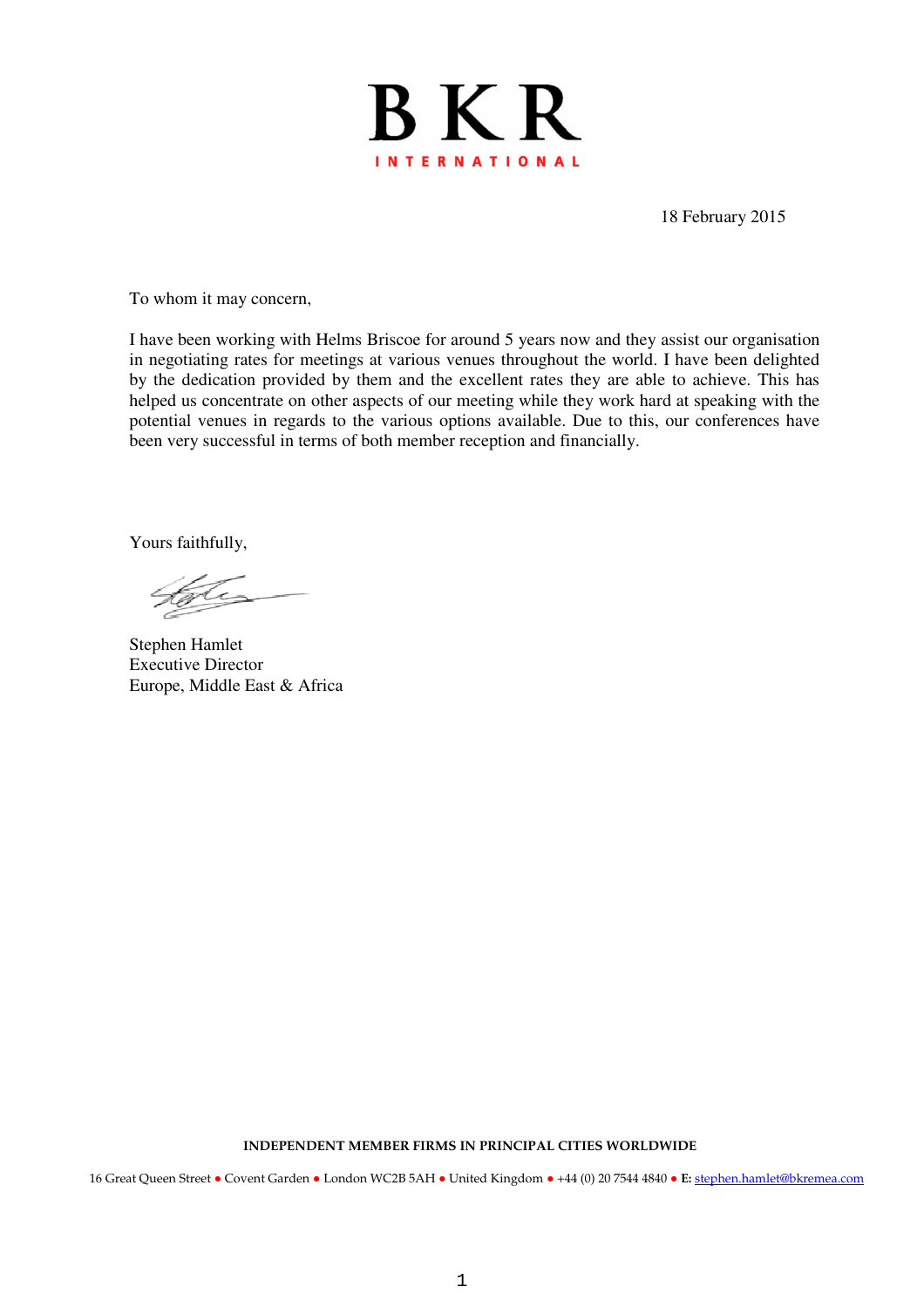# BKR

**INTERNATIONAL**

18 February 2015

To whom it may concern,

I have been working with Helms Briscoe for around 5 years now and they assist our organisation in negotiating rates for meetings at various venues throughout the world. I have been delighted by the dedication provided by them and the excellent rates they are able to achieve. This has helped us concentrate on other aspects of our meeting while they work hard at speaking with the potential venues in regards to the various options available. Due to this, our conferences have been very successful in terms of both member reception and financially.

Yours faithfully,

Stephen Hamlet
Executive Director
Europe, Middle East & Africa

**INDEPENDENT MEMBER FIRMS IN PRINCIPAL CITIES WORLDWIDE**

16 Great Queen Street • Covent Garden • London WC2B 5AH • United Kingdom • +44 (0) 20 7544 4840 • **E:** stephen.hamlet@bkremea.com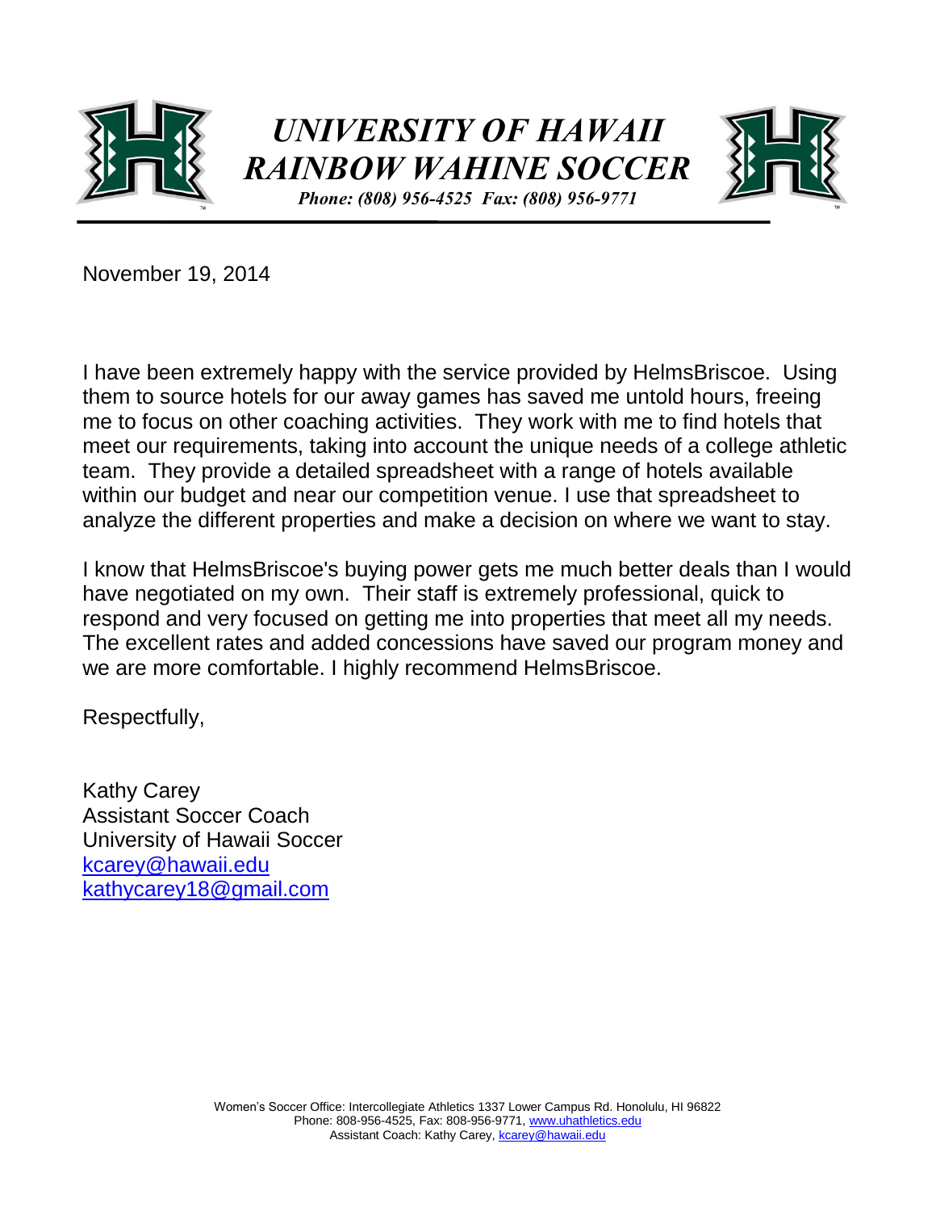# *UNIVERSITY OF HAWAII*
# *RAINBOW WAHINE SOCCER*

***Phone: (808) 956-4525 Fax: (808) 956-9771***

---

November 19, 2014

I have been extremely happy with the service provided by HelmsBriscoe. Using them to source hotels for our away games has saved me untold hours, freeing me to focus on other coaching activities. They work with me to find hotels that meet our requirements, taking into account the unique needs of a college athletic team. They provide a detailed spreadsheet with a range of hotels available within our budget and near our competition venue. I use that spreadsheet to analyze the different properties and make a decision on where we want to stay.

I know that HelmsBriscoe's buying power gets me much better deals than I would have negotiated on my own. Their staff is extremely professional, quick to respond and very focused on getting me into properties that meet all my needs. The excellent rates and added concessions have saved our program money and we are more comfortable. I highly recommend HelmsBriscoe.

Respectfully,

Kathy Carey
Assistant Soccer Coach
University of Hawaii Soccer
kcarey@hawaii.edu
kathycarey18@gmail.com

Women's Soccer Office: Intercollegiate Athletics 1337 Lower Campus Rd. Honolulu, HI 96822
Phone: 808-956-4525, Fax: 808-956-9771, www.uhathletics.edu
Assistant Coach: Kathy Carey, kcarey@hawaii.edu